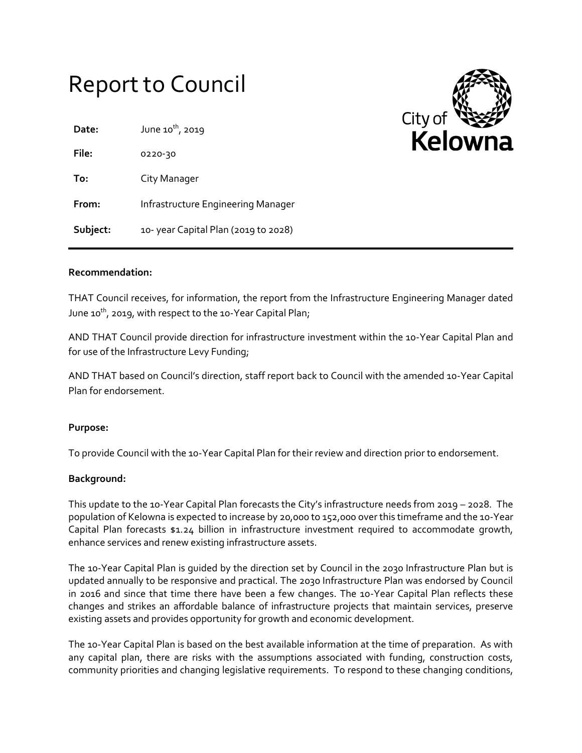# Report to Council

| | |
|---|---|
| **Date:** | June 10th, 2019 |
| **File:** | 0220-30 |
| **To:** | City Manager |
| **From:** | Infrastructure Engineering Manager |
| **Subject:** | 10- year Capital Plan (2019 to 2028) |

City of Kelowna

---

**Recommendation:**

THAT Council receives, for information, the report from the Infrastructure Engineering Manager dated June 10th, 2019, with respect to the 10-Year Capital Plan;

AND THAT Council provide direction for infrastructure investment within the 10-Year Capital Plan and for use of the Infrastructure Levy Funding;

AND THAT based on Council's direction, staff report back to Council with the amended 10-Year Capital Plan for endorsement.

**Purpose:**

To provide Council with the 10-Year Capital Plan for their review and direction prior to endorsement.

**Background:**

This update to the 10-Year Capital Plan forecasts the City's infrastructure needs from 2019 – 2028. The population of Kelowna is expected to increase by 20,000 to 152,000 over this timeframe and the 10-Year Capital Plan forecasts $1.24 billion in infrastructure investment required to accommodate growth, enhance services and renew existing infrastructure assets.

The 10-Year Capital Plan is guided by the direction set by Council in the 2030 Infrastructure Plan but is updated annually to be responsive and practical. The 2030 Infrastructure Plan was endorsed by Council in 2016 and since that time there have been a few changes. The 10-Year Capital Plan reflects these changes and strikes an affordable balance of infrastructure projects that maintain services, preserve existing assets and provides opportunity for growth and economic development.

The 10-Year Capital Plan is based on the best available information at the time of preparation. As with any capital plan, there are risks with the assumptions associated with funding, construction costs, community priorities and changing legislative requirements. To respond to these changing conditions,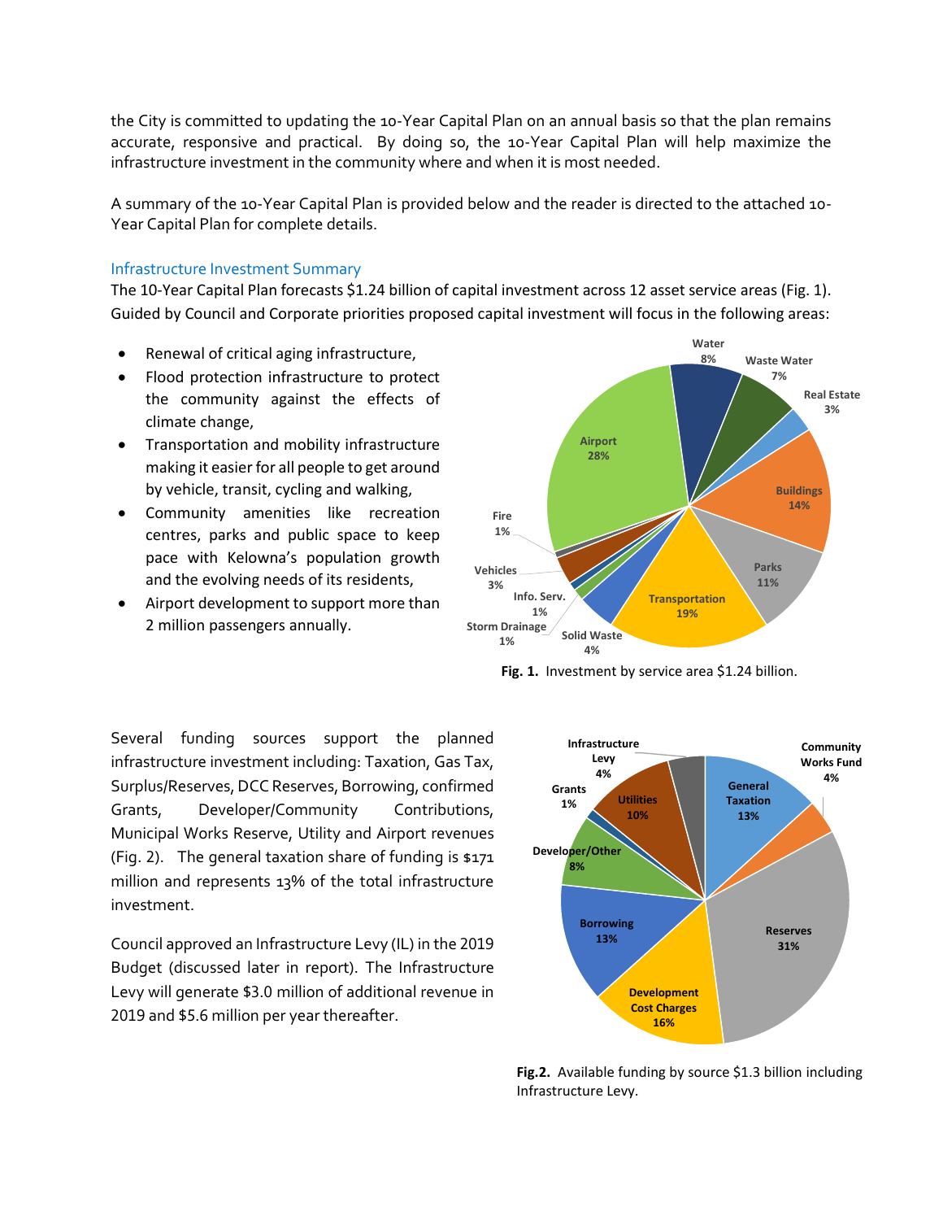the City is committed to updating the 10-Year Capital Plan on an annual basis so that the plan remains accurate, responsive and practical. By doing so, the 10-Year Capital Plan will help maximize the infrastructure investment in the community where and when it is most needed.

A summary of the 10-Year Capital Plan is provided below and the reader is directed to the attached 10-Year Capital Plan for complete details.

## Infrastructure Investment Summary

The 10-Year Capital Plan forecasts $1.24 billion of capital investment across 12 asset service areas (Fig. 1). Guided by Council and Corporate priorities proposed capital investment will focus in the following areas:

- Renewal of critical aging infrastructure,
- Flood protection infrastructure to protect the community against the effects of climate change,
- Transportation and mobility infrastructure making it easier for all people to get around by vehicle, transit, cycling and walking,
- Community amenities like recreation centres, parks and public space to keep pace with Kelowna's population growth and the evolving needs of its residents,
- Airport development to support more than 2 million passengers annually.

Water 8%, Waste Water 7%, Real Estate 3%, Buildings 14%, Parks 11%, Transportation 19%, Solid Waste 4%, Storm Drainage 1%, Info. Serv. 1%, Vehicles 3%, Fire 1%, Airport 28%

**Fig. 1.** Investment by service area $1.24 billion.

Several funding sources support the planned infrastructure investment including: Taxation, Gas Tax, Surplus/Reserves, DCC Reserves, Borrowing, confirmed Grants, Developer/Community Contributions, Municipal Works Reserve, Utility and Airport revenues (Fig. 2). The general taxation share of funding is $171 million and represents 13% of the total infrastructure investment.

Council approved an Infrastructure Levy (IL) in the 2019 Budget (discussed later in report). The Infrastructure Levy will generate $3.0 million of additional revenue in 2019 and $5.6 million per year thereafter.

General Taxation 13%, Community Works Fund 4%, Reserves 31%, Development Cost Charges 16%, Borrowing 13%, Developer/Other 8%, Grants 1%, Utilities 10%, Infrastructure Levy 4%

**Fig.2.** Available funding by source $1.3 billion including Infrastructure Levy.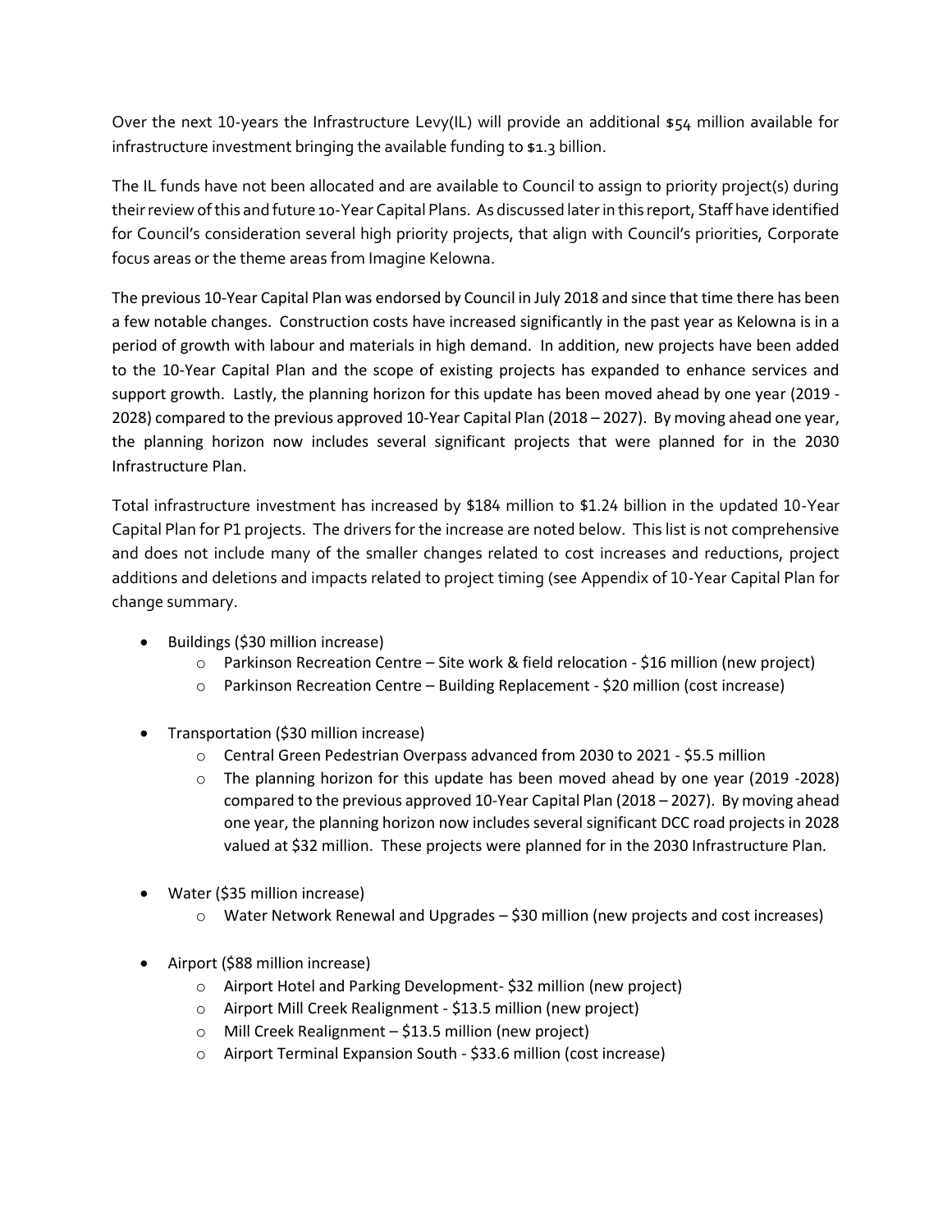Over the next 10-years the Infrastructure Levy(IL) will provide an additional $54 million available for infrastructure investment bringing the available funding to $1.3 billion.

The IL funds have not been allocated and are available to Council to assign to priority project(s) during their review of this and future 10-Year Capital Plans. As discussed later in this report, Staff have identified for Council's consideration several high priority projects, that align with Council's priorities, Corporate focus areas or the theme areas from Imagine Kelowna.

The previous 10-Year Capital Plan was endorsed by Council in July 2018 and since that time there has been a few notable changes. Construction costs have increased significantly in the past year as Kelowna is in a period of growth with labour and materials in high demand. In addition, new projects have been added to the 10-Year Capital Plan and the scope of existing projects has expanded to enhance services and support growth. Lastly, the planning horizon for this update has been moved ahead by one year (2019 - 2028) compared to the previous approved 10-Year Capital Plan (2018 – 2027). By moving ahead one year, the planning horizon now includes several significant projects that were planned for in the 2030 Infrastructure Plan.

Total infrastructure investment has increased by $184 million to $1.24 billion in the updated 10-Year Capital Plan for P1 projects. The drivers for the increase are noted below. This list is not comprehensive and does not include many of the smaller changes related to cost increases and reductions, project additions and deletions and impacts related to project timing (see Appendix of 10-Year Capital Plan for change summary.

- Buildings ($30 million increase)
  - Parkinson Recreation Centre – Site work & field relocation - $16 million (new project)
  - Parkinson Recreation Centre – Building Replacement - $20 million (cost increase)

- Transportation ($30 million increase)
  - Central Green Pedestrian Overpass advanced from 2030 to 2021 - $5.5 million
  - The planning horizon for this update has been moved ahead by one year (2019 -2028) compared to the previous approved 10-Year Capital Plan (2018 – 2027). By moving ahead one year, the planning horizon now includes several significant DCC road projects in 2028 valued at $32 million. These projects were planned for in the 2030 Infrastructure Plan.

- Water ($35 million increase)
  - Water Network Renewal and Upgrades – $30 million (new projects and cost increases)

- Airport ($88 million increase)
  - Airport Hotel and Parking Development- $32 million (new project)
  - Airport Mill Creek Realignment - $13.5 million (new project)
  - Mill Creek Realignment – $13.5 million (new project)
  - Airport Terminal Expansion South - $33.6 million (cost increase)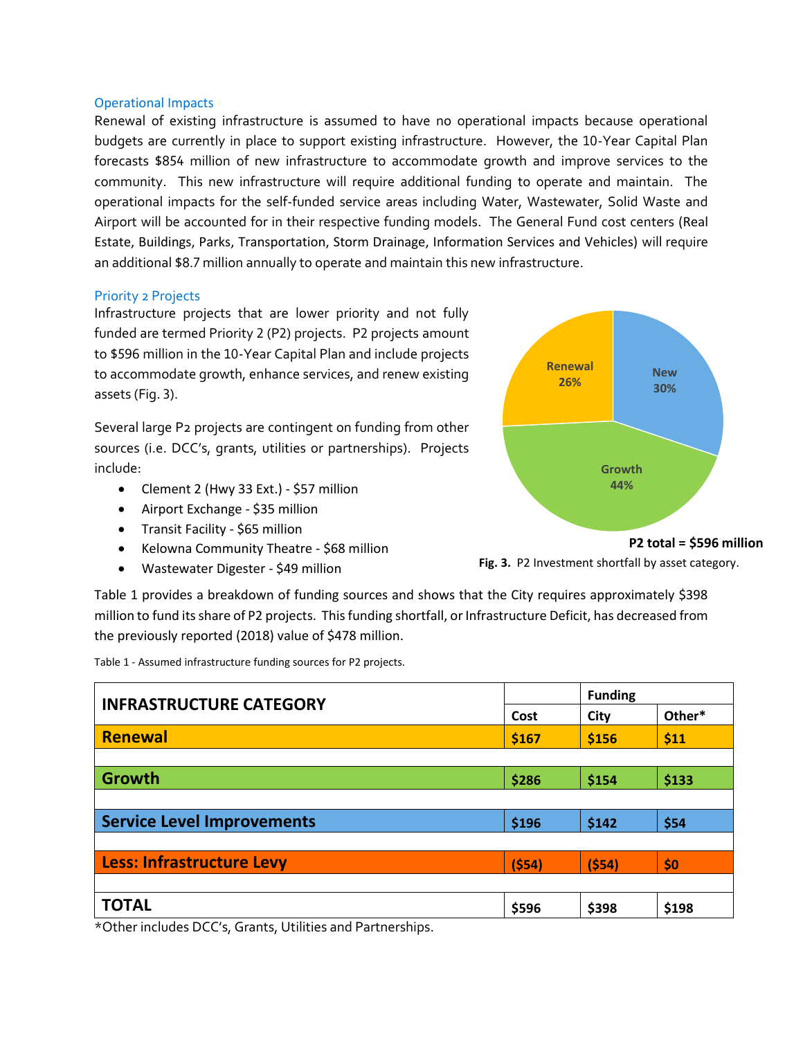## Operational Impacts

Renewal of existing infrastructure is assumed to have no operational impacts because operational budgets are currently in place to support existing infrastructure. However, the 10-Year Capital Plan forecasts $854 million of new infrastructure to accommodate growth and improve services to the community. This new infrastructure will require additional funding to operate and maintain. The operational impacts for the self-funded service areas including Water, Wastewater, Solid Waste and Airport will be accounted for in their respective funding models. The General Fund cost centers (Real Estate, Buildings, Parks, Transportation, Storm Drainage, Information Services and Vehicles) will require an additional $8.7 million annually to operate and maintain this new infrastructure.

## Priority 2 Projects

Infrastructure projects that are lower priority and not fully funded are termed Priority 2 (P2) projects. P2 projects amount to $596 million in the 10-Year Capital Plan and include projects to accommodate growth, enhance services, and renew existing assets (Fig. 3).

Several large P2 projects are contingent on funding from other sources (i.e. DCC's, grants, utilities or partnerships). Projects include:

- Clement 2 (Hwy 33 Ext.) - $57 million
- Airport Exchange - $35 million
- Transit Facility - $65 million
- Kelowna Community Theatre - $68 million
- Wastewater Digester - $49 million

Renewal 26%
New 30%
Growth 44%

**P2 total = $596 million**

**Fig. 3.** P2 Investment shortfall by asset category.

Table 1 provides a breakdown of funding sources and shows that the City requires approximately $398 million to fund its share of P2 projects. This funding shortfall, or Infrastructure Deficit, has decreased from the previously reported (2018) value of $478 million.

Table 1 - Assumed infrastructure funding sources for P2 projects.

| INFRASTRUCTURE CATEGORY | | Funding | |
|---|---|---|---|
| | Cost | City | Other* |
| **Renewal** | **$167** | **$156** | **$11** |
| **Growth** | **$286** | **$154** | **$133** |
| **Service Level Improvements** | **$196** | **$142** | **$54** |
| **Less: Infrastructure Levy** | **($54)** | **($54)** | **$0** |
| **TOTAL** | **$596** | **$398** | **$198** |

*Other includes DCC's, Grants, Utilities and Partnerships.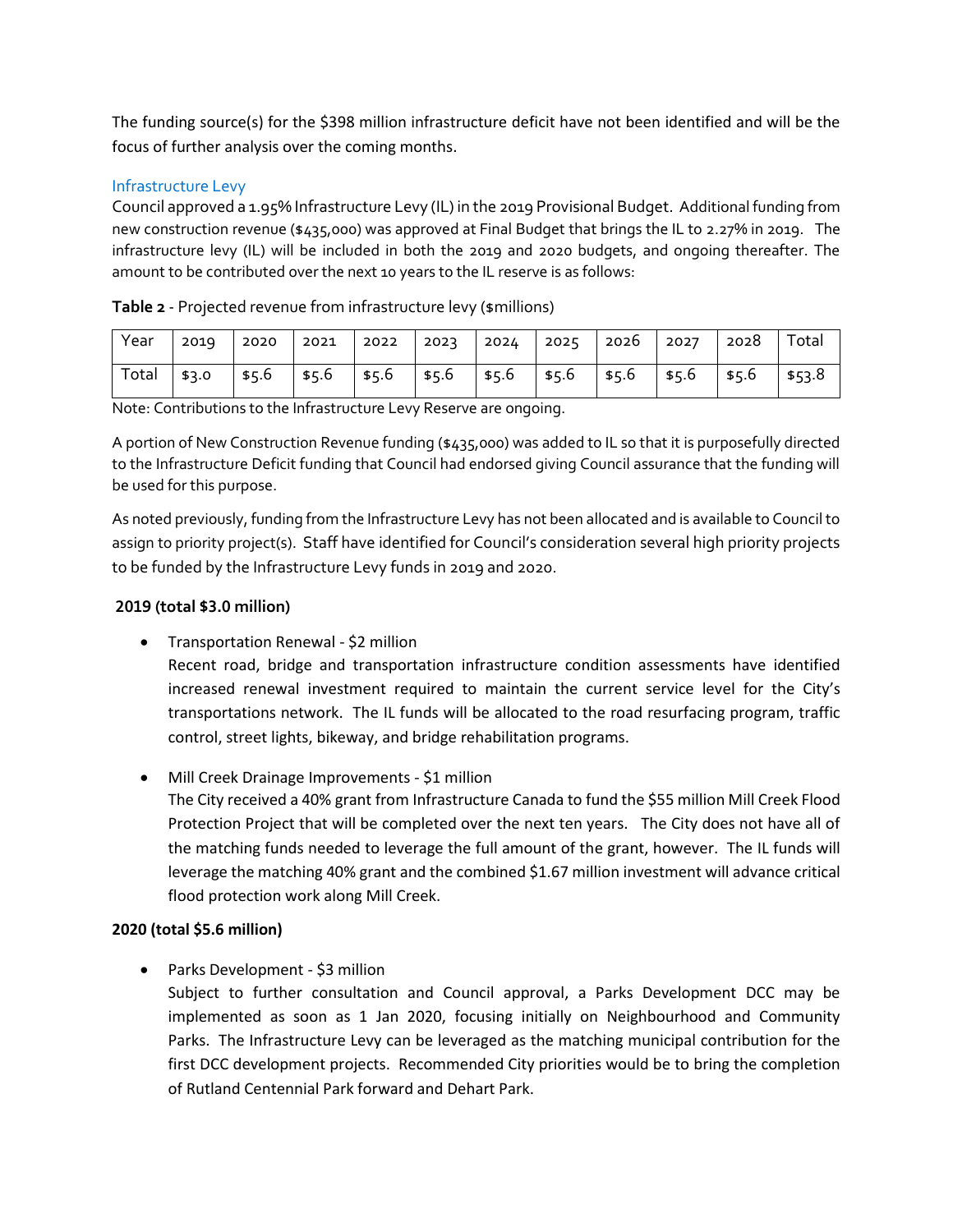The funding source(s) for the $398 million infrastructure deficit have not been identified and will be the focus of further analysis over the coming months.

### Infrastructure Levy

Council approved a 1.95% Infrastructure Levy (IL) in the 2019 Provisional Budget. Additional funding from new construction revenue ($435,000) was approved at Final Budget that brings the IL to 2.27% in 2019. The infrastructure levy (IL) will be included in both the 2019 and 2020 budgets, and ongoing thereafter. The amount to be contributed over the next 10 years to the IL reserve is as follows:

**Table 2** - Projected revenue from infrastructure levy ($millions)

| Year | 2019 | 2020 | 2021 | 2022 | 2023 | 2024 | 2025 | 2026 | 2027 | 2028 | Total |
|---|---|---|---|---|---|---|---|---|---|---|---|
| Total | $3.0 | $5.6 | $5.6 | $5.6 | $5.6 | $5.6 | $5.6 | $5.6 | $5.6 | $5.6 | $53.8 |

Note: Contributions to the Infrastructure Levy Reserve are ongoing.

A portion of New Construction Revenue funding ($435,000) was added to IL so that it is purposefully directed to the Infrastructure Deficit funding that Council had endorsed giving Council assurance that the funding will be used for this purpose.

As noted previously, funding from the Infrastructure Levy has not been allocated and is available to Council to assign to priority project(s). Staff have identified for Council's consideration several high priority projects to be funded by the Infrastructure Levy funds in 2019 and 2020.

**2019 (total $3.0 million)**

- Transportation Renewal - $2 million
  Recent road, bridge and transportation infrastructure condition assessments have identified increased renewal investment required to maintain the current service level for the City's transportations network. The IL funds will be allocated to the road resurfacing program, traffic control, street lights, bikeway, and bridge rehabilitation programs.

- Mill Creek Drainage Improvements - $1 million
  The City received a 40% grant from Infrastructure Canada to fund the $55 million Mill Creek Flood Protection Project that will be completed over the next ten years. The City does not have all of the matching funds needed to leverage the full amount of the grant, however. The IL funds will leverage the matching 40% grant and the combined $1.67 million investment will advance critical flood protection work along Mill Creek.

**2020 (total $5.6 million)**

- Parks Development - $3 million
  Subject to further consultation and Council approval, a Parks Development DCC may be implemented as soon as 1 Jan 2020, focusing initially on Neighbourhood and Community Parks. The Infrastructure Levy can be leveraged as the matching municipal contribution for the first DCC development projects. Recommended City priorities would be to bring the completion of Rutland Centennial Park forward and Dehart Park.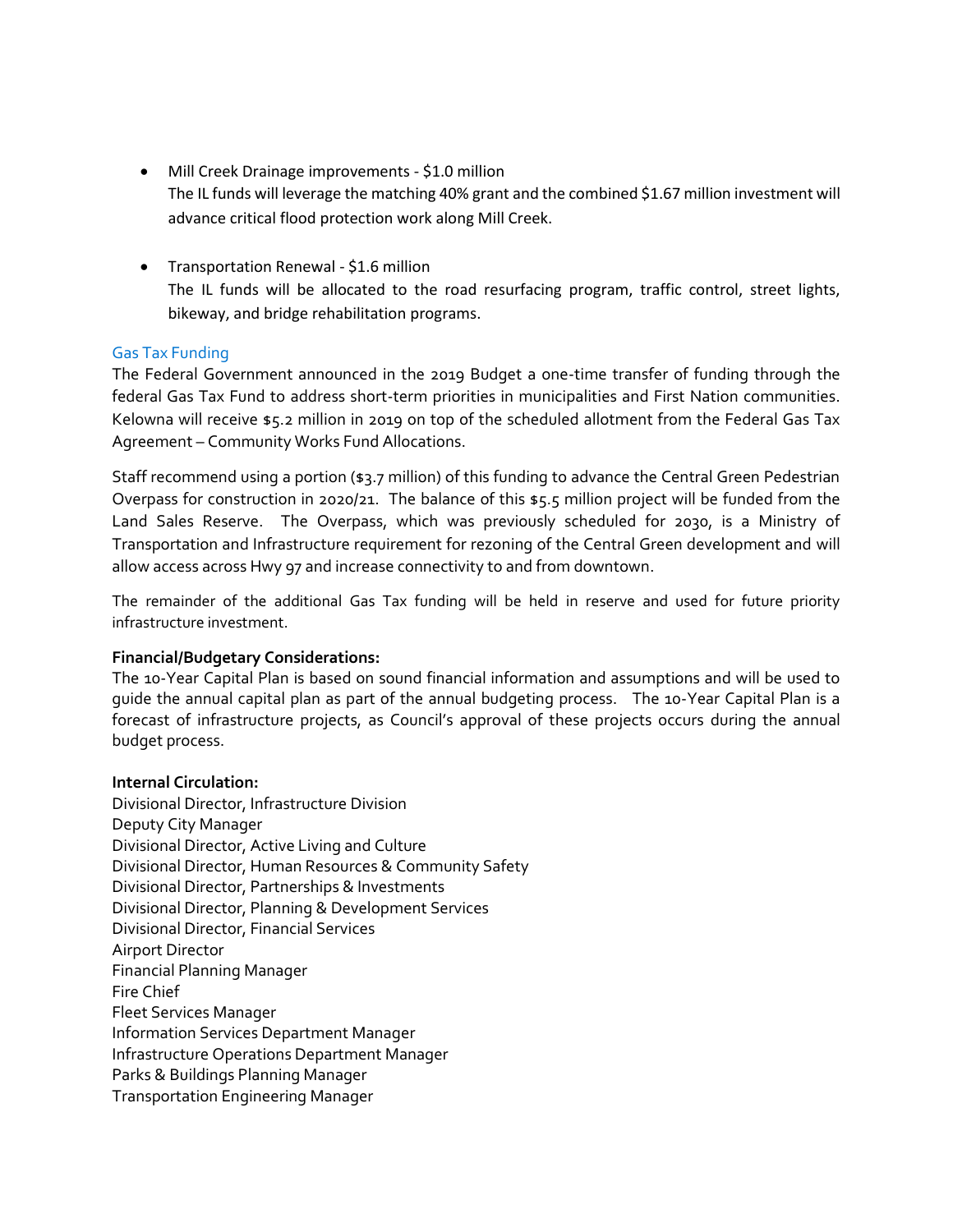- Mill Creek Drainage improvements - $1.0 million
  The IL funds will leverage the matching 40% grant and the combined $1.67 million investment will advance critical flood protection work along Mill Creek.

- Transportation Renewal - $1.6 million
  The IL funds will be allocated to the road resurfacing program, traffic control, street lights, bikeway, and bridge rehabilitation programs.

### Gas Tax Funding

The Federal Government announced in the 2019 Budget a one-time transfer of funding through the federal Gas Tax Fund to address short-term priorities in municipalities and First Nation communities. Kelowna will receive $5.2 million in 2019 on top of the scheduled allotment from the Federal Gas Tax Agreement – Community Works Fund Allocations.

Staff recommend using a portion ($3.7 million) of this funding to advance the Central Green Pedestrian Overpass for construction in 2020/21. The balance of this $5.5 million project will be funded from the Land Sales Reserve. The Overpass, which was previously scheduled for 2030, is a Ministry of Transportation and Infrastructure requirement for rezoning of the Central Green development and will allow access across Hwy 97 and increase connectivity to and from downtown.

The remainder of the additional Gas Tax funding will be held in reserve and used for future priority infrastructure investment.

**Financial/Budgetary Considerations:**
The 10-Year Capital Plan is based on sound financial information and assumptions and will be used to guide the annual capital plan as part of the annual budgeting process. The 10-Year Capital Plan is a forecast of infrastructure projects, as Council's approval of these projects occurs during the annual budget process.

**Internal Circulation:**
Divisional Director, Infrastructure Division
Deputy City Manager
Divisional Director, Active Living and Culture
Divisional Director, Human Resources & Community Safety
Divisional Director, Partnerships & Investments
Divisional Director, Planning & Development Services
Divisional Director, Financial Services
Airport Director
Financial Planning Manager
Fire Chief
Fleet Services Manager
Information Services Department Manager
Infrastructure Operations Department Manager
Parks & Buildings Planning Manager
Transportation Engineering Manager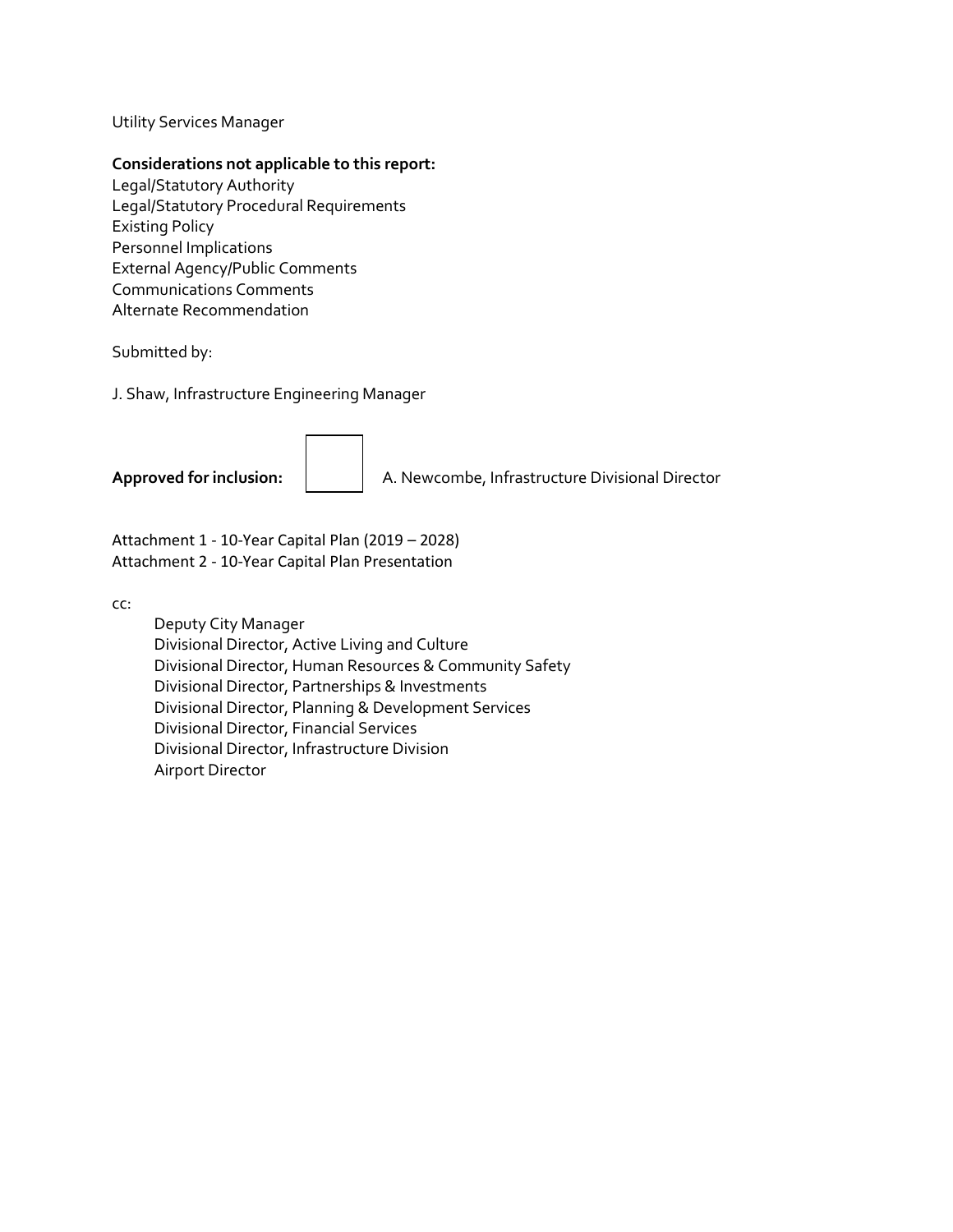Utility Services Manager

**Considerations not applicable to this report:**
Legal/Statutory Authority
Legal/Statutory Procedural Requirements
Existing Policy
Personnel Implications
External Agency/Public Comments
Communications Comments
Alternate Recommendation

Submitted by:

J. Shaw, Infrastructure Engineering Manager

**Approved for inclusion:** A. Newcombe, Infrastructure Divisional Director

Attachment 1 - 10-Year Capital Plan (2019 – 2028)
Attachment 2 - 10-Year Capital Plan Presentation

cc:

- Deputy City Manager
- Divisional Director, Active Living and Culture
- Divisional Director, Human Resources & Community Safety
- Divisional Director, Partnerships & Investments
- Divisional Director, Planning & Development Services
- Divisional Director, Financial Services
- Divisional Director, Infrastructure Division
- Airport Director